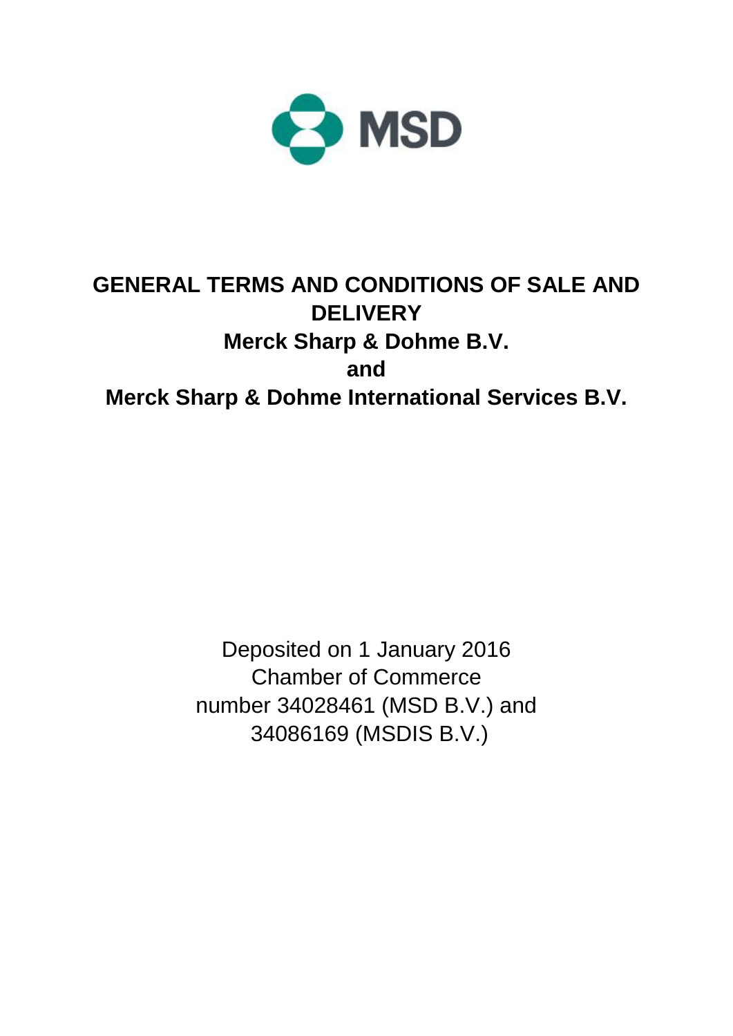MSD

# GENERAL TERMS AND CONDITIONS OF SALE AND DELIVERY

## Merck Sharp & Dohme B.V.

## and

## Merck Sharp & Dohme International Services B.V.

Deposited on 1 January 2016
Chamber of Commerce
number 34028461 (MSD B.V.) and
34086169 (MSDIS B.V.)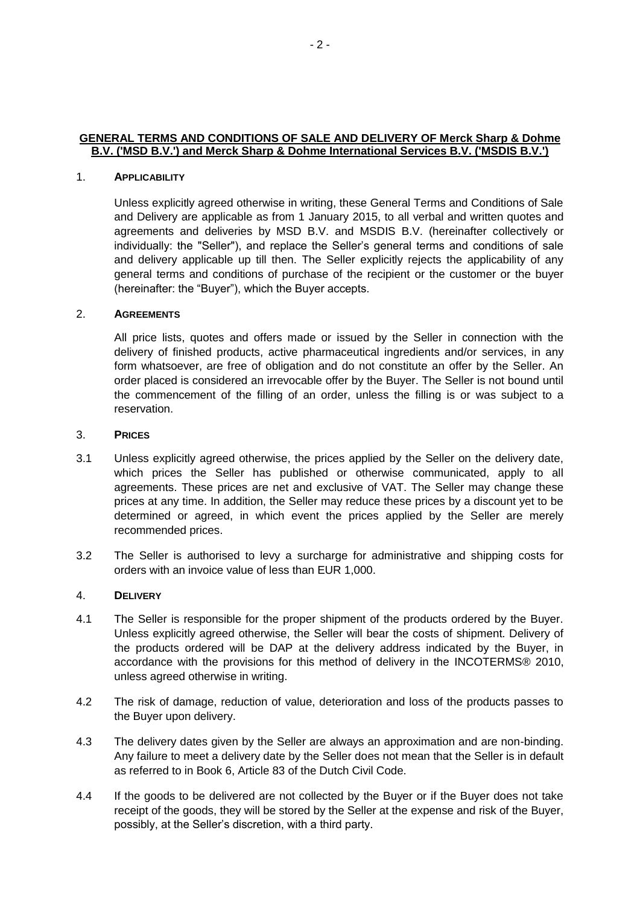**GENERAL TERMS AND CONDITIONS OF SALE AND DELIVERY OF Merck Sharp & Dohme B.V. ('MSD B.V.') and Merck Sharp & Dohme International Services B.V. ('MSDIS B.V.')**

1. **APPLICABILITY**

   Unless explicitly agreed otherwise in writing, these General Terms and Conditions of Sale and Delivery are applicable as from 1 January 2015, to all verbal and written quotes and agreements and deliveries by MSD B.V. and MSDIS B.V. (hereinafter collectively or individually: the "Seller"), and replace the Seller's general terms and conditions of sale and delivery applicable up till then. The Seller explicitly rejects the applicability of any general terms and conditions of purchase of the recipient or the customer or the buyer (hereinafter: the "Buyer"), which the Buyer accepts.

2. **AGREEMENTS**

   All price lists, quotes and offers made or issued by the Seller in connection with the delivery of finished products, active pharmaceutical ingredients and/or services, in any form whatsoever, are free of obligation and do not constitute an offer by the Seller. An order placed is considered an irrevocable offer by the Buyer. The Seller is not bound until the commencement of the filling of an order, unless the filling is or was subject to a reservation.

3. **PRICES**

3.1 Unless explicitly agreed otherwise, the prices applied by the Seller on the delivery date, which prices the Seller has published or otherwise communicated, apply to all agreements. These prices are net and exclusive of VAT. The Seller may change these prices at any time. In addition, the Seller may reduce these prices by a discount yet to be determined or agreed, in which event the prices applied by the Seller are merely recommended prices.

3.2 The Seller is authorised to levy a surcharge for administrative and shipping costs for orders with an invoice value of less than EUR 1,000.

4. **DELIVERY**

4.1 The Seller is responsible for the proper shipment of the products ordered by the Buyer. Unless explicitly agreed otherwise, the Seller will bear the costs of shipment. Delivery of the products ordered will be DAP at the delivery address indicated by the Buyer, in accordance with the provisions for this method of delivery in the INCOTERMS® 2010, unless agreed otherwise in writing.

4.2 The risk of damage, reduction of value, deterioration and loss of the products passes to the Buyer upon delivery.

4.3 The delivery dates given by the Seller are always an approximation and are non-binding. Any failure to meet a delivery date by the Seller does not mean that the Seller is in default as referred to in Book 6, Article 83 of the Dutch Civil Code.

4.4 If the goods to be delivered are not collected by the Buyer or if the Buyer does not take receipt of the goods, they will be stored by the Seller at the expense and risk of the Buyer, possibly, at the Seller's discretion, with a third party.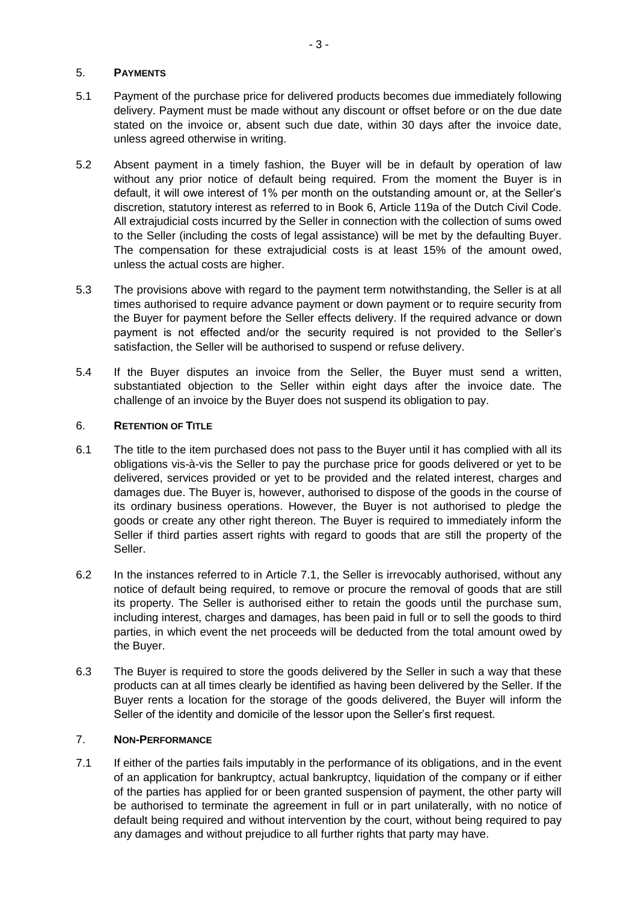## 5. PAYMENTS

5.1 Payment of the purchase price for delivered products becomes due immediately following delivery. Payment must be made without any discount or offset before or on the due date stated on the invoice or, absent such due date, within 30 days after the invoice date, unless agreed otherwise in writing.

5.2 Absent payment in a timely fashion, the Buyer will be in default by operation of law without any prior notice of default being required. From the moment the Buyer is in default, it will owe interest of 1% per month on the outstanding amount or, at the Seller's discretion, statutory interest as referred to in Book 6, Article 119a of the Dutch Civil Code. All extrajudicial costs incurred by the Seller in connection with the collection of sums owed to the Seller (including the costs of legal assistance) will be met by the defaulting Buyer. The compensation for these extrajudicial costs is at least 15% of the amount owed, unless the actual costs are higher.

5.3 The provisions above with regard to the payment term notwithstanding, the Seller is at all times authorised to require advance payment or down payment or to require security from the Buyer for payment before the Seller effects delivery. If the required advance or down payment is not effected and/or the security required is not provided to the Seller's satisfaction, the Seller will be authorised to suspend or refuse delivery.

5.4 If the Buyer disputes an invoice from the Seller, the Buyer must send a written, substantiated objection to the Seller within eight days after the invoice date. The challenge of an invoice by the Buyer does not suspend its obligation to pay.

## 6. RETENTION OF TITLE

6.1 The title to the item purchased does not pass to the Buyer until it has complied with all its obligations vis-à-vis the Seller to pay the purchase price for goods delivered or yet to be delivered, services provided or yet to be provided and the related interest, charges and damages due. The Buyer is, however, authorised to dispose of the goods in the course of its ordinary business operations. However, the Buyer is not authorised to pledge the goods or create any other right thereon. The Buyer is required to immediately inform the Seller if third parties assert rights with regard to goods that are still the property of the Seller.

6.2 In the instances referred to in Article 7.1, the Seller is irrevocably authorised, without any notice of default being required, to remove or procure the removal of goods that are still its property. The Seller is authorised either to retain the goods until the purchase sum, including interest, charges and damages, has been paid in full or to sell the goods to third parties, in which event the net proceeds will be deducted from the total amount owed by the Buyer.

6.3 The Buyer is required to store the goods delivered by the Seller in such a way that these products can at all times clearly be identified as having been delivered by the Seller. If the Buyer rents a location for the storage of the goods delivered, the Buyer will inform the Seller of the identity and domicile of the lessor upon the Seller's first request.

## 7. NON-PERFORMANCE

7.1 If either of the parties fails imputably in the performance of its obligations, and in the event of an application for bankruptcy, actual bankruptcy, liquidation of the company or if either of the parties has applied for or been granted suspension of payment, the other party will be authorised to terminate the agreement in full or in part unilaterally, with no notice of default being required and without intervention by the court, without being required to pay any damages and without prejudice to all further rights that party may have.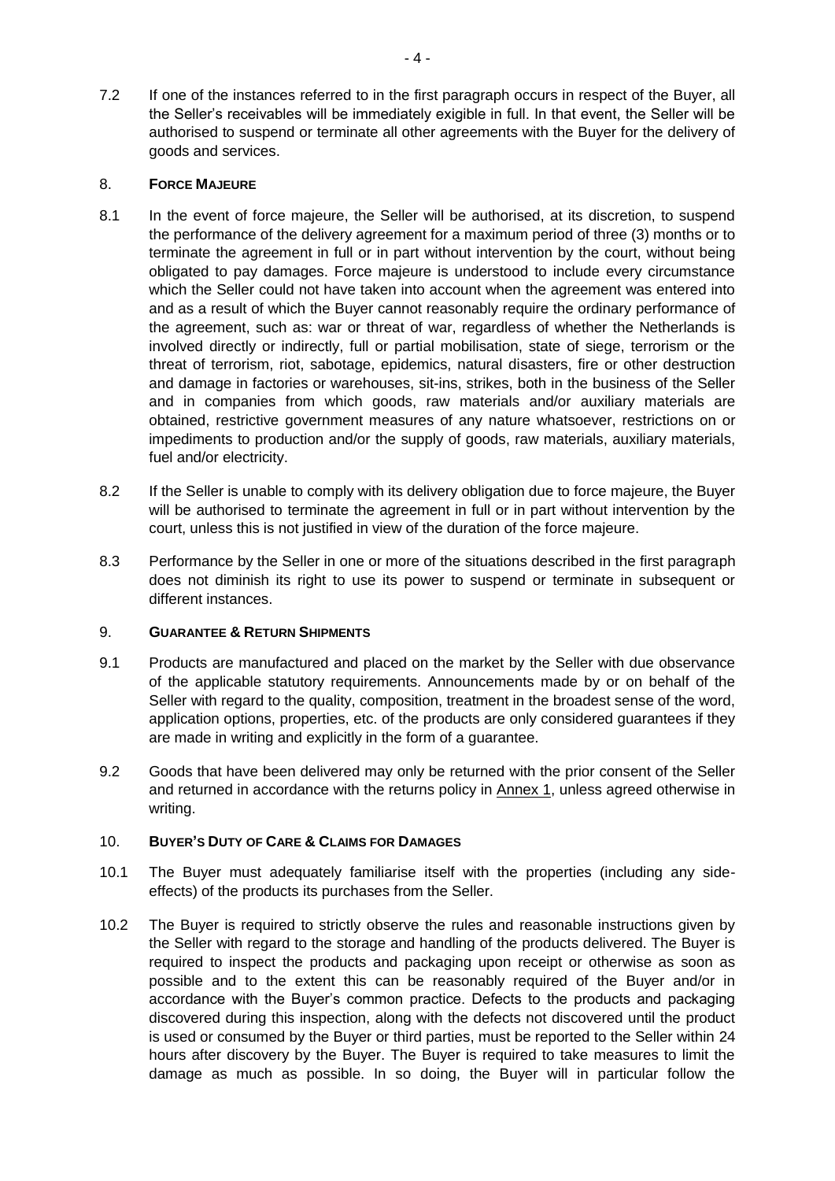7.2 If one of the instances referred to in the first paragraph occurs in respect of the Buyer, all the Seller's receivables will be immediately exigible in full. In that event, the Seller will be authorised to suspend or terminate all other agreements with the Buyer for the delivery of goods and services.

## 8. FORCE MAJEURE

8.1 In the event of force majeure, the Seller will be authorised, at its discretion, to suspend the performance of the delivery agreement for a maximum period of three (3) months or to terminate the agreement in full or in part without intervention by the court, without being obligated to pay damages. Force majeure is understood to include every circumstance which the Seller could not have taken into account when the agreement was entered into and as a result of which the Buyer cannot reasonably require the ordinary performance of the agreement, such as: war or threat of war, regardless of whether the Netherlands is involved directly or indirectly, full or partial mobilisation, state of siege, terrorism or the threat of terrorism, riot, sabotage, epidemics, natural disasters, fire or other destruction and damage in factories or warehouses, sit-ins, strikes, both in the business of the Seller and in companies from which goods, raw materials and/or auxiliary materials are obtained, restrictive government measures of any nature whatsoever, restrictions on or impediments to production and/or the supply of goods, raw materials, auxiliary materials, fuel and/or electricity.

8.2 If the Seller is unable to comply with its delivery obligation due to force majeure, the Buyer will be authorised to terminate the agreement in full or in part without intervention by the court, unless this is not justified in view of the duration of the force majeure.

8.3 Performance by the Seller in one or more of the situations described in the first paragraph does not diminish its right to use its power to suspend or terminate in subsequent or different instances.

## 9. GUARANTEE & RETURN SHIPMENTS

9.1 Products are manufactured and placed on the market by the Seller with due observance of the applicable statutory requirements. Announcements made by or on behalf of the Seller with regard to the quality, composition, treatment in the broadest sense of the word, application options, properties, etc. of the products are only considered guarantees if they are made in writing and explicitly in the form of a guarantee.

9.2 Goods that have been delivered may only be returned with the prior consent of the Seller and returned in accordance with the returns policy in Annex 1, unless agreed otherwise in writing.

## 10. BUYER'S DUTY OF CARE & CLAIMS FOR DAMAGES

10.1 The Buyer must adequately familiarise itself with the properties (including any side-effects) of the products its purchases from the Seller.

10.2 The Buyer is required to strictly observe the rules and reasonable instructions given by the Seller with regard to the storage and handling of the products delivered. The Buyer is required to inspect the products and packaging upon receipt or otherwise as soon as possible and to the extent this can be reasonably required of the Buyer and/or in accordance with the Buyer's common practice. Defects to the products and packaging discovered during this inspection, along with the defects not discovered until the product is used or consumed by the Buyer or third parties, must be reported to the Seller within 24 hours after discovery by the Buyer. The Buyer is required to take measures to limit the damage as much as possible. In so doing, the Buyer will in particular follow the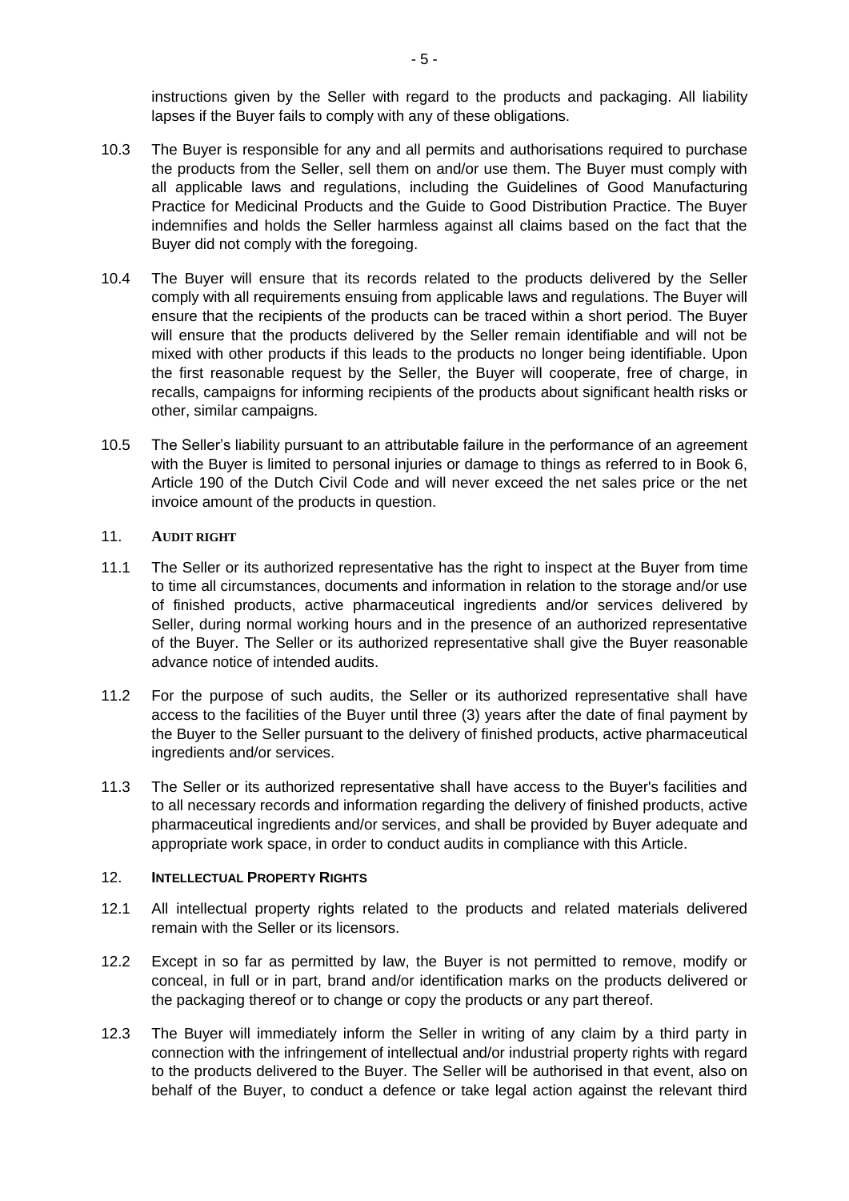instructions given by the Seller with regard to the products and packaging. All liability lapses if the Buyer fails to comply with any of these obligations.

10.3 The Buyer is responsible for any and all permits and authorisations required to purchase the products from the Seller, sell them on and/or use them. The Buyer must comply with all applicable laws and regulations, including the Guidelines of Good Manufacturing Practice for Medicinal Products and the Guide to Good Distribution Practice. The Buyer indemnifies and holds the Seller harmless against all claims based on the fact that the Buyer did not comply with the foregoing.

10.4 The Buyer will ensure that its records related to the products delivered by the Seller comply with all requirements ensuing from applicable laws and regulations. The Buyer will ensure that the recipients of the products can be traced within a short period. The Buyer will ensure that the products delivered by the Seller remain identifiable and will not be mixed with other products if this leads to the products no longer being identifiable. Upon the first reasonable request by the Seller, the Buyer will cooperate, free of charge, in recalls, campaigns for informing recipients of the products about significant health risks or other, similar campaigns.

10.5 The Seller's liability pursuant to an attributable failure in the performance of an agreement with the Buyer is limited to personal injuries or damage to things as referred to in Book 6, Article 190 of the Dutch Civil Code and will never exceed the net sales price or the net invoice amount of the products in question.

## 11. AUDIT RIGHT

11.1 The Seller or its authorized representative has the right to inspect at the Buyer from time to time all circumstances, documents and information in relation to the storage and/or use of finished products, active pharmaceutical ingredients and/or services delivered by Seller, during normal working hours and in the presence of an authorized representative of the Buyer. The Seller or its authorized representative shall give the Buyer reasonable advance notice of intended audits.

11.2 For the purpose of such audits, the Seller or its authorized representative shall have access to the facilities of the Buyer until three (3) years after the date of final payment by the Buyer to the Seller pursuant to the delivery of finished products, active pharmaceutical ingredients and/or services.

11.3 The Seller or its authorized representative shall have access to the Buyer's facilities and to all necessary records and information regarding the delivery of finished products, active pharmaceutical ingredients and/or services, and shall be provided by Buyer adequate and appropriate work space, in order to conduct audits in compliance with this Article.

## 12. INTELLECTUAL PROPERTY RIGHTS

12.1 All intellectual property rights related to the products and related materials delivered remain with the Seller or its licensors.

12.2 Except in so far as permitted by law, the Buyer is not permitted to remove, modify or conceal, in full or in part, brand and/or identification marks on the products delivered or the packaging thereof or to change or copy the products or any part thereof.

12.3 The Buyer will immediately inform the Seller in writing of any claim by a third party in connection with the infringement of intellectual and/or industrial property rights with regard to the products delivered to the Buyer. The Seller will be authorised in that event, also on behalf of the Buyer, to conduct a defence or take legal action against the relevant third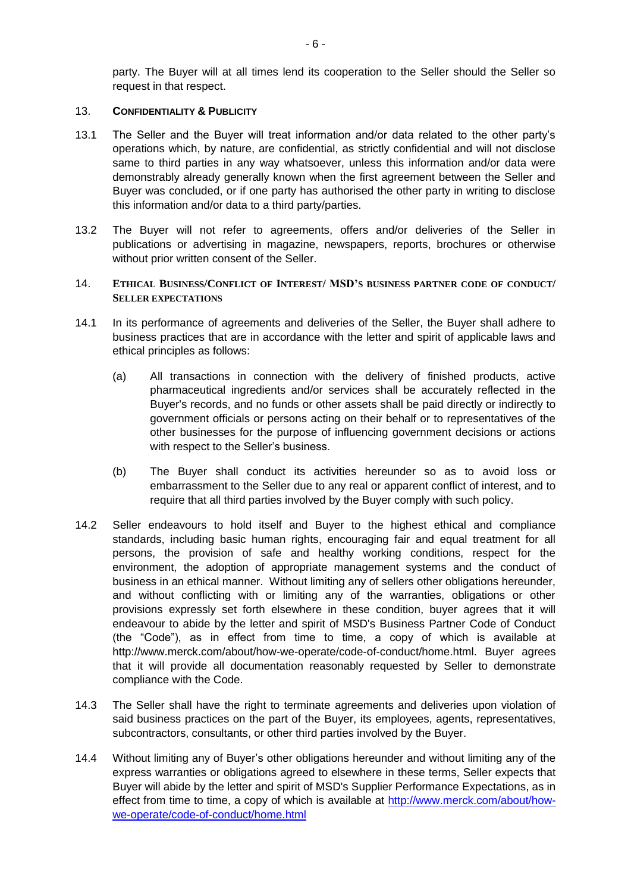party. The Buyer will at all times lend its cooperation to the Seller should the Seller so request in that respect.

## 13. CONFIDENTIALITY & PUBLICITY

13.1 The Seller and the Buyer will treat information and/or data related to the other party's operations which, by nature, are confidential, as strictly confidential and will not disclose same to third parties in any way whatsoever, unless this information and/or data were demonstrably already generally known when the first agreement between the Seller and Buyer was concluded, or if one party has authorised the other party in writing to disclose this information and/or data to a third party/parties.

13.2 The Buyer will not refer to agreements, offers and/or deliveries of the Seller in publications or advertising in magazine, newspapers, reports, brochures or otherwise without prior written consent of the Seller.

## 14. ETHICAL BUSINESS/CONFLICT OF INTEREST/ MSD'S BUSINESS PARTNER CODE OF CONDUCT/ SELLER EXPECTATIONS

14.1 In its performance of agreements and deliveries of the Seller, the Buyer shall adhere to business practices that are in accordance with the letter and spirit of applicable laws and ethical principles as follows:

(a) All transactions in connection with the delivery of finished products, active pharmaceutical ingredients and/or services shall be accurately reflected in the Buyer's records, and no funds or other assets shall be paid directly or indirectly to government officials or persons acting on their behalf or to representatives of the other businesses for the purpose of influencing government decisions or actions with respect to the Seller's business.

(b) The Buyer shall conduct its activities hereunder so as to avoid loss or embarrassment to the Seller due to any real or apparent conflict of interest, and to require that all third parties involved by the Buyer comply with such policy.

14.2 Seller endeavours to hold itself and Buyer to the highest ethical and compliance standards, including basic human rights, encouraging fair and equal treatment for all persons, the provision of safe and healthy working conditions, respect for the environment, the adoption of appropriate management systems and the conduct of business in an ethical manner. Without limiting any of sellers other obligations hereunder, and without conflicting with or limiting any of the warranties, obligations or other provisions expressly set forth elsewhere in these condition, buyer agrees that it will endeavour to abide by the letter and spirit of MSD's Business Partner Code of Conduct (the "Code"), as in effect from time to time, a copy of which is available at http://www.merck.com/about/how-we-operate/code-of-conduct/home.html. Buyer agrees that it will provide all documentation reasonably requested by Seller to demonstrate compliance with the Code.

14.3 The Seller shall have the right to terminate agreements and deliveries upon violation of said business practices on the part of the Buyer, its employees, agents, representatives, subcontractors, consultants, or other third parties involved by the Buyer.

14.4 Without limiting any of Buyer's other obligations hereunder and without limiting any of the express warranties or obligations agreed to elsewhere in these terms, Seller expects that Buyer will abide by the letter and spirit of MSD's Supplier Performance Expectations, as in effect from time to time, a copy of which is available at [http://www.merck.com/about/how-we-operate/code-of-conduct/home.html](http://www.merck.com/about/how-we-operate/code-of-conduct/home.html)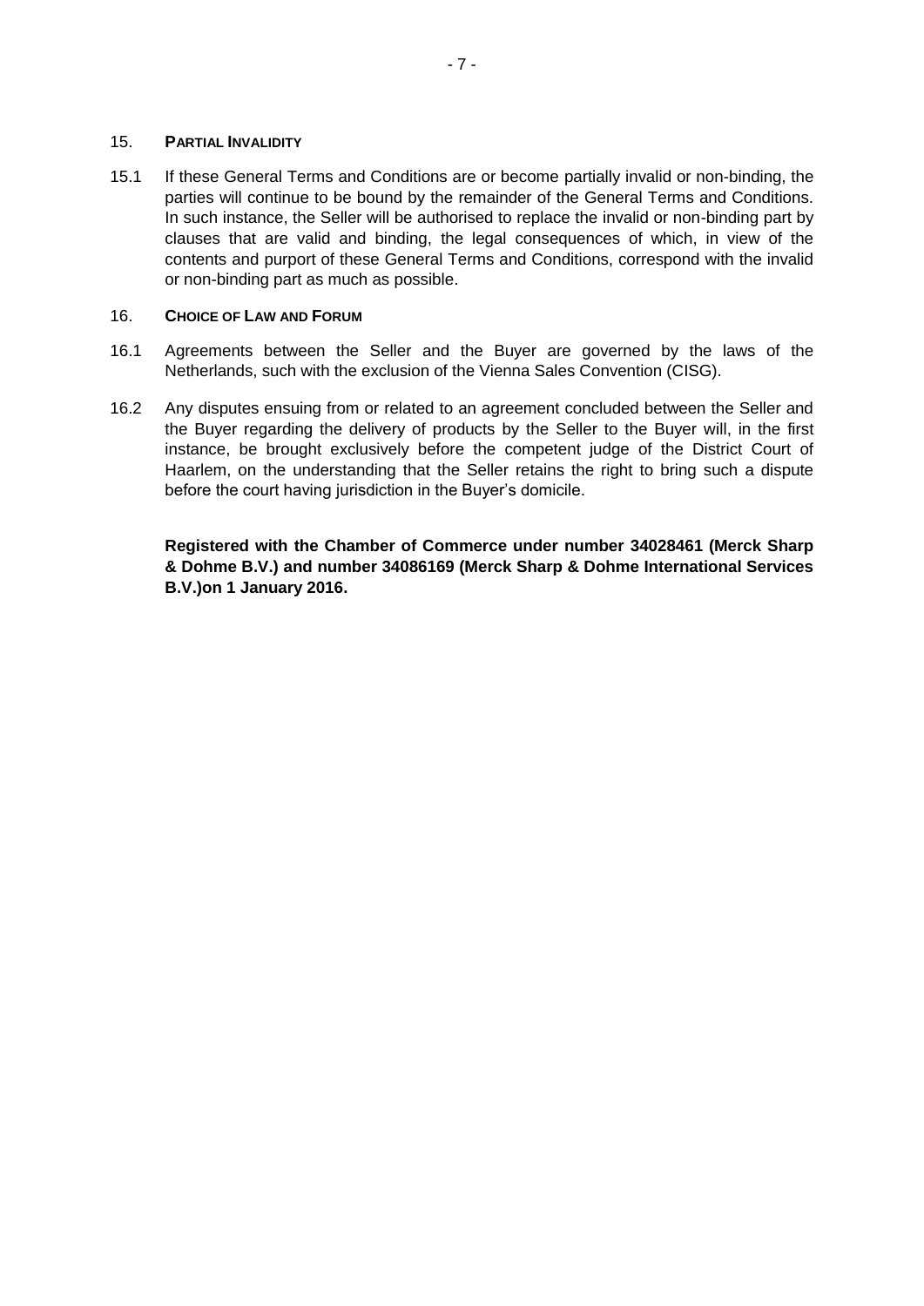## 15. PARTIAL INVALIDITY

15.1 If these General Terms and Conditions are or become partially invalid or non-binding, the parties will continue to be bound by the remainder of the General Terms and Conditions. In such instance, the Seller will be authorised to replace the invalid or non-binding part by clauses that are valid and binding, the legal consequences of which, in view of the contents and purport of these General Terms and Conditions, correspond with the invalid or non-binding part as much as possible.

## 16. CHOICE OF LAW AND FORUM

16.1 Agreements between the Seller and the Buyer are governed by the laws of the Netherlands, such with the exclusion of the Vienna Sales Convention (CISG).

16.2 Any disputes ensuing from or related to an agreement concluded between the Seller and the Buyer regarding the delivery of products by the Seller to the Buyer will, in the first instance, be brought exclusively before the competent judge of the District Court of Haarlem, on the understanding that the Seller retains the right to bring such a dispute before the court having jurisdiction in the Buyer's domicile.

**Registered with the Chamber of Commerce under number 34028461 (Merck Sharp & Dohme B.V.) and number 34086169 (Merck Sharp & Dohme International Services B.V.)on 1 January 2016.**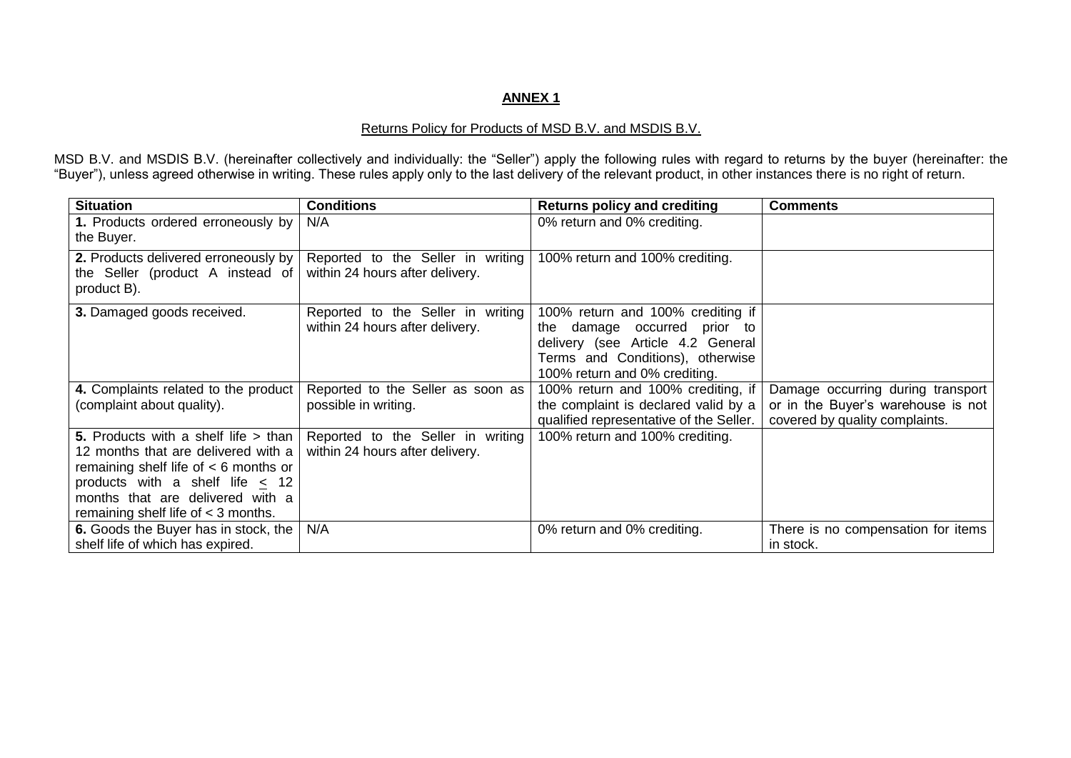**ANNEX 1**

Returns Policy for Products of MSD B.V. and MSDIS B.V.

MSD B.V. and MSDIS B.V. (hereinafter collectively and individually: the "Seller") apply the following rules with regard to returns by the buyer (hereinafter: the "Buyer"), unless agreed otherwise in writing. These rules apply only to the last delivery of the relevant product, in other instances there is no right of return.

| Situation | Conditions | Returns policy and crediting | Comments |
|---|---|---|---|
| **1.** Products ordered erroneously by the Buyer. | N/A | 0% return and 0% crediting. | |
| **2.** Products delivered erroneously by the Seller (product A instead of product B). | Reported to the Seller in writing within 24 hours after delivery. | 100% return and 100% crediting. | |
| **3.** Damaged goods received. | Reported to the Seller in writing within 24 hours after delivery. | 100% return and 100% crediting if the damage occurred prior to delivery (see Article 4.2 General Terms and Conditions), otherwise 100% return and 0% crediting. | |
| **4.** Complaints related to the product (complaint about quality). | Reported to the Seller as soon as possible in writing. | 100% return and 100% crediting, if the complaint is declared valid by a qualified representative of the Seller. | Damage occurring during transport or in the Buyer's warehouse is not covered by quality complaints. |
| **5.** Products with a shelf life > than 12 months that are delivered with a remaining shelf life of < 6 months or products with a shelf life $\leq$ 12 months that are delivered with a remaining shelf life of < 3 months. | Reported to the Seller in writing within 24 hours after delivery. | 100% return and 100% crediting. | |
| **6.** Goods the Buyer has in stock, the shelf life of which has expired. | N/A | 0% return and 0% crediting. | There is no compensation for items in stock. |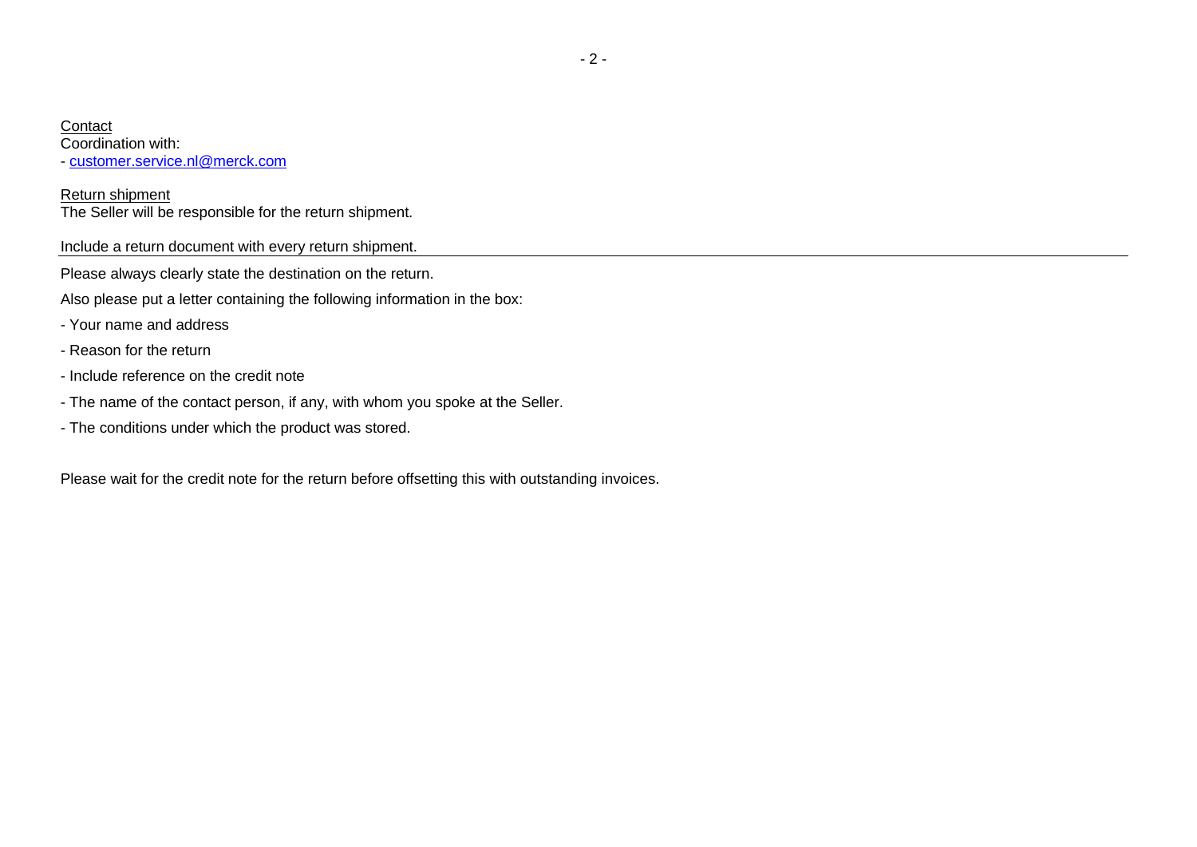Contact
Coordination with:
- customer.service.nl@merck.com

Return shipment
The Seller will be responsible for the return shipment.

Include a return document with every return shipment.

---

Please always clearly state the destination on the return.

Also please put a letter containing the following information in the box:

- Your name and address
- Reason for the return
- Include reference on the credit note
- The name of the contact person, if any, with whom you spoke at the Seller.
- The conditions under which the product was stored.

Please wait for the credit note for the return before offsetting this with outstanding invoices.